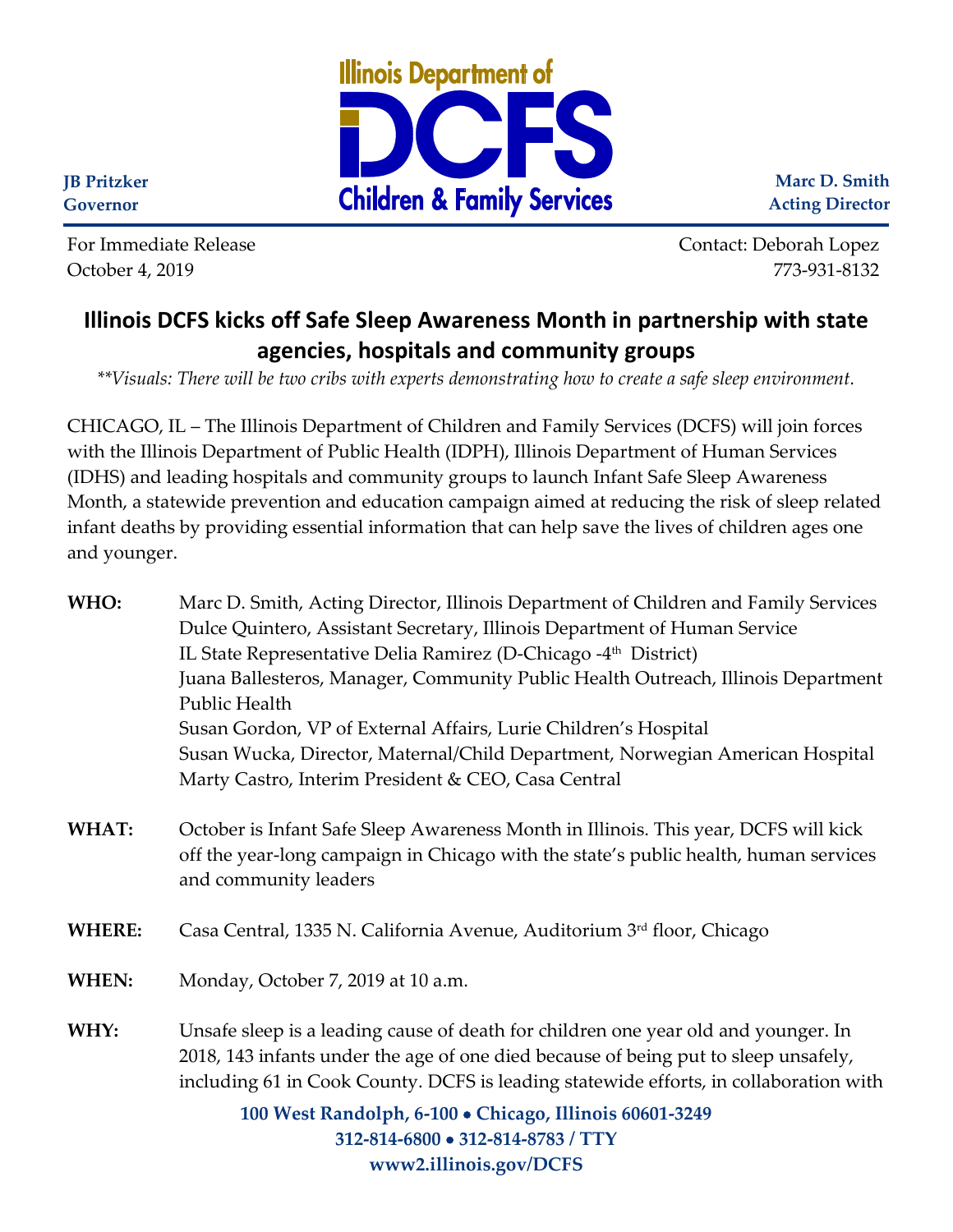Illinois Department of **DCFS** Children & Family Services

**JB Pritzker**
**Governor**

**Marc D. Smith**
**Acting Director**

For Immediate Release
October 4, 2019

Contact: Deborah Lopez
773-931-8132

# Illinois DCFS kicks off Safe Sleep Awareness Month in partnership with state agencies, hospitals and community groups

*\*\*Visuals: There will be two cribs with experts demonstrating how to create a safe sleep environment.*

CHICAGO, IL – The Illinois Department of Children and Family Services (DCFS) will join forces with the Illinois Department of Public Health (IDPH), Illinois Department of Human Services (IDHS) and leading hospitals and community groups to launch Infant Safe Sleep Awareness Month, a statewide prevention and education campaign aimed at reducing the risk of sleep related infant deaths by providing essential information that can help save the lives of children ages one and younger.

**WHO:** Marc D. Smith, Acting Director, Illinois Department of Children and Family Services
Dulce Quintero, Assistant Secretary, Illinois Department of Human Service
IL State Representative Delia Ramirez (D-Chicago -4th District)
Juana Ballesteros, Manager, Community Public Health Outreach, Illinois Department Public Health
Susan Gordon, VP of External Affairs, Lurie Children's Hospital
Susan Wucka, Director, Maternal/Child Department, Norwegian American Hospital
Marty Castro, Interim President & CEO, Casa Central

**WHAT:** October is Infant Safe Sleep Awareness Month in Illinois. This year, DCFS will kick off the year-long campaign in Chicago with the state's public health, human services and community leaders

**WHERE:** Casa Central, 1335 N. California Avenue, Auditorium 3rd floor, Chicago

**WHEN:** Monday, October 7, 2019 at 10 a.m.

**WHY:** Unsafe sleep is a leading cause of death for children one year old and younger. In 2018, 143 infants under the age of one died because of being put to sleep unsafely, including 61 in Cook County. DCFS is leading statewide efforts, in collaboration with

**100 West Randolph, 6-100 • Chicago, Illinois 60601-3249**
**312-814-6800 • 312-814-8783 / TTY**
**www2.illinois.gov/DCFS**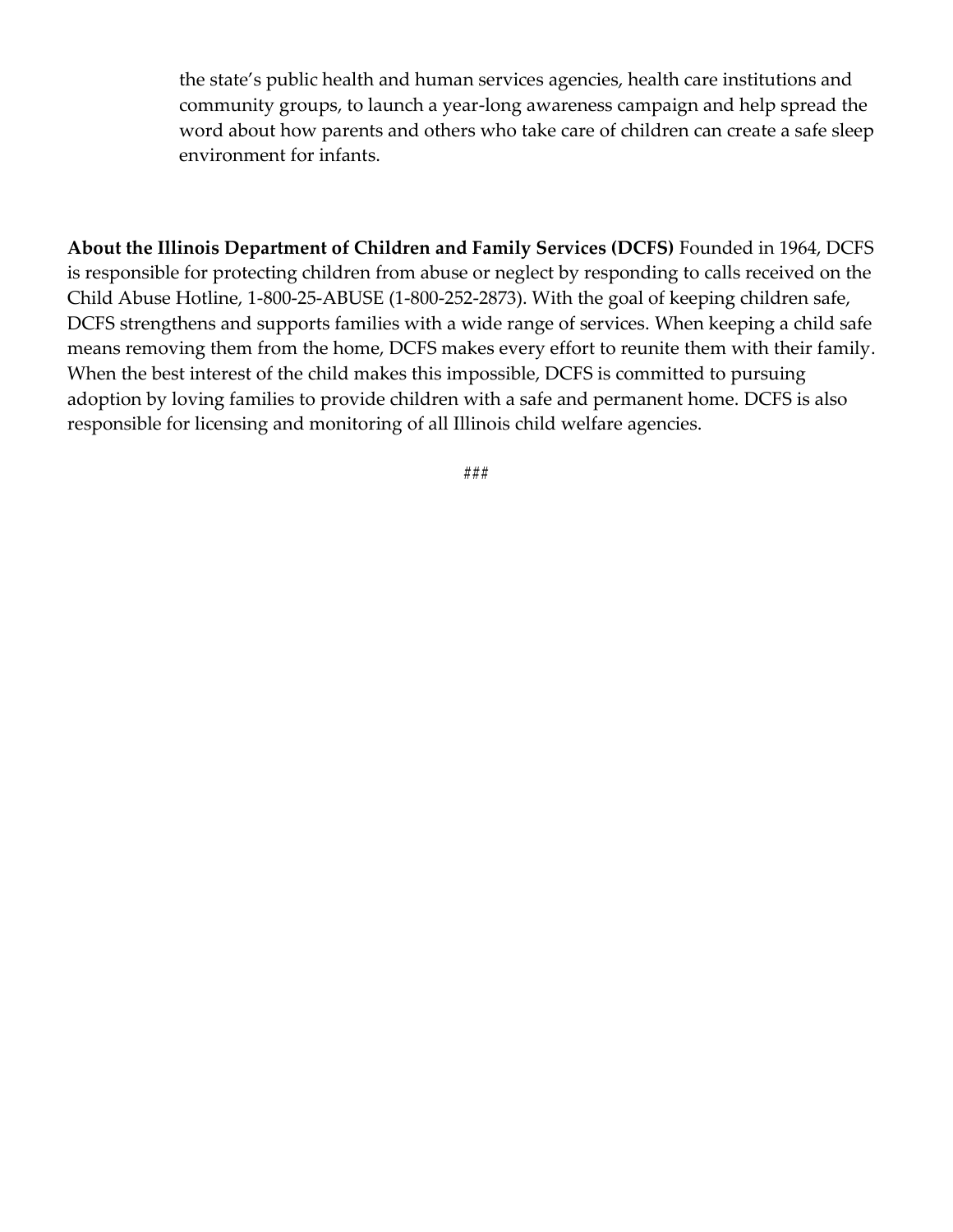the state's public health and human services agencies, health care institutions and community groups, to launch a year-long awareness campaign and help spread the word about how parents and others who take care of children can create a safe sleep environment for infants.

**About the Illinois Department of Children and Family Services (DCFS)** Founded in 1964, DCFS is responsible for protecting children from abuse or neglect by responding to calls received on the Child Abuse Hotline, 1-800-25-ABUSE (1-800-252-2873). With the goal of keeping children safe, DCFS strengthens and supports families with a wide range of services. When keeping a child safe means removing them from the home, DCFS makes every effort to reunite them with their family. When the best interest of the child makes this impossible, DCFS is committed to pursuing adoption by loving families to provide children with a safe and permanent home. DCFS is also responsible for licensing and monitoring of all Illinois child welfare agencies.

###